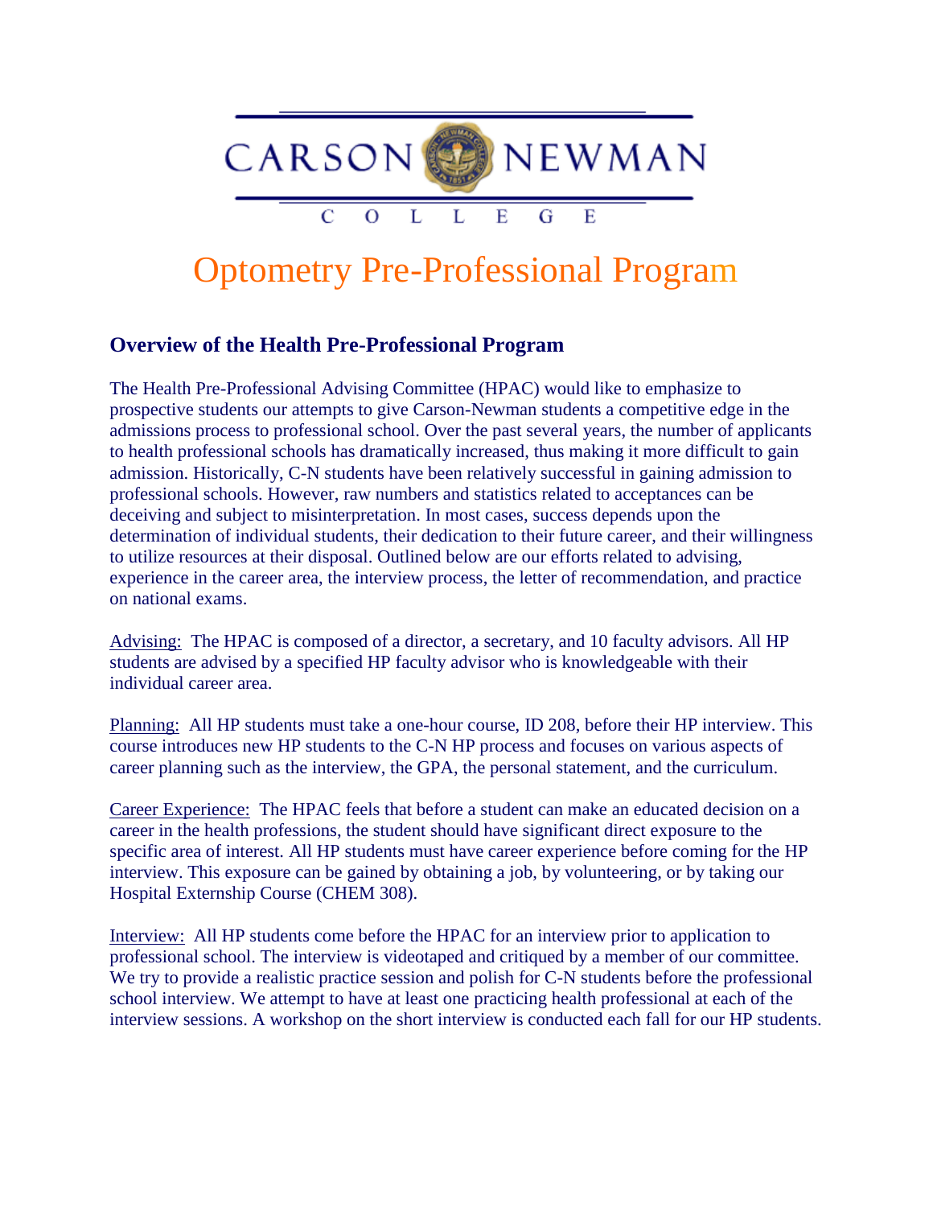# CARSON NEWMAN COLLEGE

# Optometry Pre-Professional Program

## Overview of the Health Pre-Professional Program

The Health Pre-Professional Advising Committee (HPAC) would like to emphasize to prospective students our attempts to give Carson-Newman students a competitive edge in the admissions process to professional school. Over the past several years, the number of applicants to health professional schools has dramatically increased, thus making it more difficult to gain admission. Historically, C-N students have been relatively successful in gaining admission to professional schools. However, raw numbers and statistics related to acceptances can be deceiving and subject to misinterpretation. In most cases, success depends upon the determination of individual students, their dedication to their future career, and their willingness to utilize resources at their disposal. Outlined below are our efforts related to advising, experience in the career area, the interview process, the letter of recommendation, and practice on national exams.

Advising: The HPAC is composed of a director, a secretary, and 10 faculty advisors. All HP students are advised by a specified HP faculty advisor who is knowledgeable with their individual career area.

Planning: All HP students must take a one-hour course, ID 208, before their HP interview. This course introduces new HP students to the C-N HP process and focuses on various aspects of career planning such as the interview, the GPA, the personal statement, and the curriculum.

Career Experience: The HPAC feels that before a student can make an educated decision on a career in the health professions, the student should have significant direct exposure to the specific area of interest. All HP students must have career experience before coming for the HP interview. This exposure can be gained by obtaining a job, by volunteering, or by taking our Hospital Externship Course (CHEM 308).

Interview: All HP students come before the HPAC for an interview prior to application to professional school. The interview is videotaped and critiqued by a member of our committee. We try to provide a realistic practice session and polish for C-N students before the professional school interview. We attempt to have at least one practicing health professional at each of the interview sessions. A workshop on the short interview is conducted each fall for our HP students.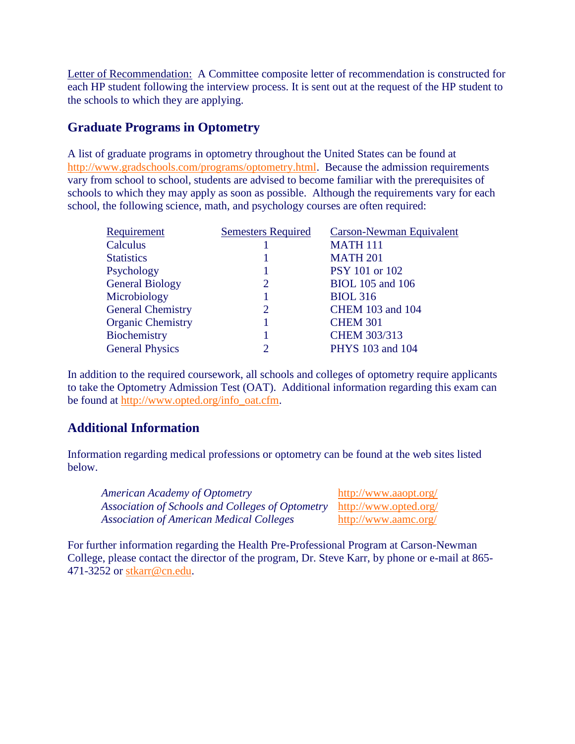Letter of Recommendation: A Committee composite letter of recommendation is constructed for each HP student following the interview process. It is sent out at the request of the HP student to the schools to which they are applying.

## Graduate Programs in Optometry

A list of graduate programs in optometry throughout the United States can be found at http://www.gradschools.com/programs/optometry.html. Because the admission requirements vary from school to school, students are advised to become familiar with the prerequisites of schools to which they may apply as soon as possible. Although the requirements vary for each school, the following science, math, and psychology courses are often required:

| Requirement | Semesters Required | Carson-Newman Equivalent |
|---|---|---|
| Calculus | 1 | MATH 111 |
| Statistics | 1 | MATH 201 |
| Psychology | 1 | PSY 101 or 102 |
| General Biology | 2 | BIOL 105 and 106 |
| Microbiology | 1 | BIOL 316 |
| General Chemistry | 2 | CHEM 103 and 104 |
| Organic Chemistry | 1 | CHEM 301 |
| Biochemistry | 1 | CHEM 303/313 |
| General Physics | 2 | PHYS 103 and 104 |

In addition to the required coursework, all schools and colleges of optometry require applicants to take the Optometry Admission Test (OAT). Additional information regarding this exam can be found at http://www.opted.org/info_oat.cfm.

## Additional Information

Information regarding medical professions or optometry can be found at the web sites listed below.

| | |
|---|---|
| *American Academy of Optometry* | http://www.aaopt.org/ |
| *Association of Schools and Colleges of Optometry* | http://www.opted.org/ |
| *Association of American Medical Colleges* | http://www.aamc.org/ |

For further information regarding the Health Pre-Professional Program at Carson-Newman College, please contact the director of the program, Dr. Steve Karr, by phone or e-mail at 865-471-3252 or stkarr@cn.edu.